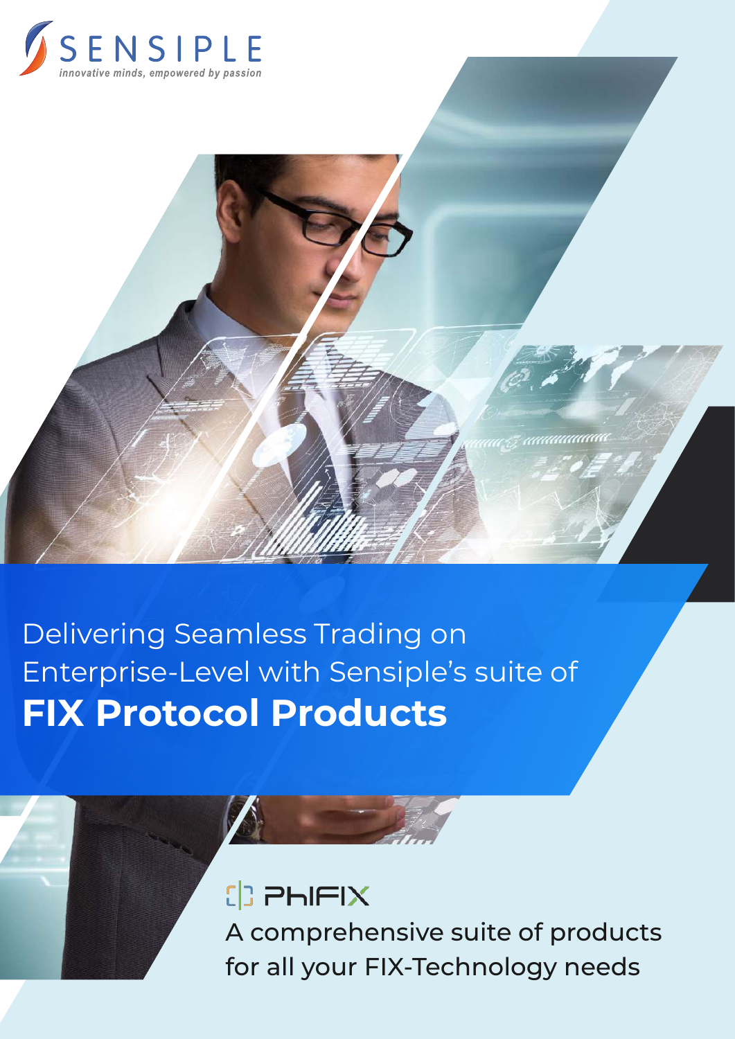SENSIPLE

*innovative minds, empowered by passion*

# Delivering Seamless Trading on Enterprise-Level with Sensiple's suite of **FIX Protocol Products**

## PhiFIX

A comprehensive suite of products for all your FIX-Technology needs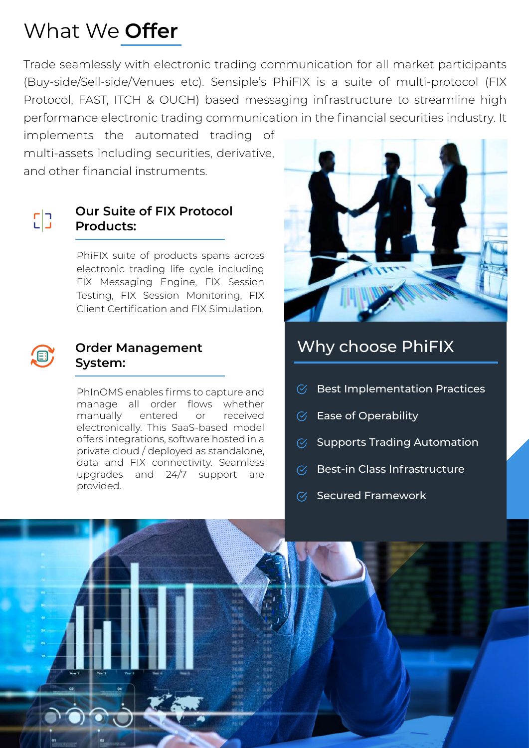# What We **Offer**

Trade seamlessly with electronic trading communication for all market participants (Buy-side/Sell-side/Venues etc). Sensiple's PhiFIX is a suite of multi-protocol (FIX Protocol, FAST, ITCH & OUCH) based messaging infrastructure to streamline high performance electronic trading communication in the financial securities industry. It implements the automated trading of multi-assets including securities, derivative, and other financial instruments.

### Our Suite of FIX Protocol Products:

PhiFIX suite of products spans across electronic trading life cycle including FIX Messaging Engine, FIX Session Testing, FIX Session Monitoring, FIX Client Certification and FIX Simulation.

### Order Management System:

PhInOMS enables firms to capture and manage all order flows whether manually entered or received electronically. This SaaS-based model offers integrations, software hosted in a private cloud / deployed as standalone, data and FIX connectivity. Seamless upgrades and 24/7 support are provided.

## Why choose PhiFIX

- Best Implementation Practices
- Ease of Operability
- Supports Trading Automation
- Best-in Class Infrastructure
- Secured Framework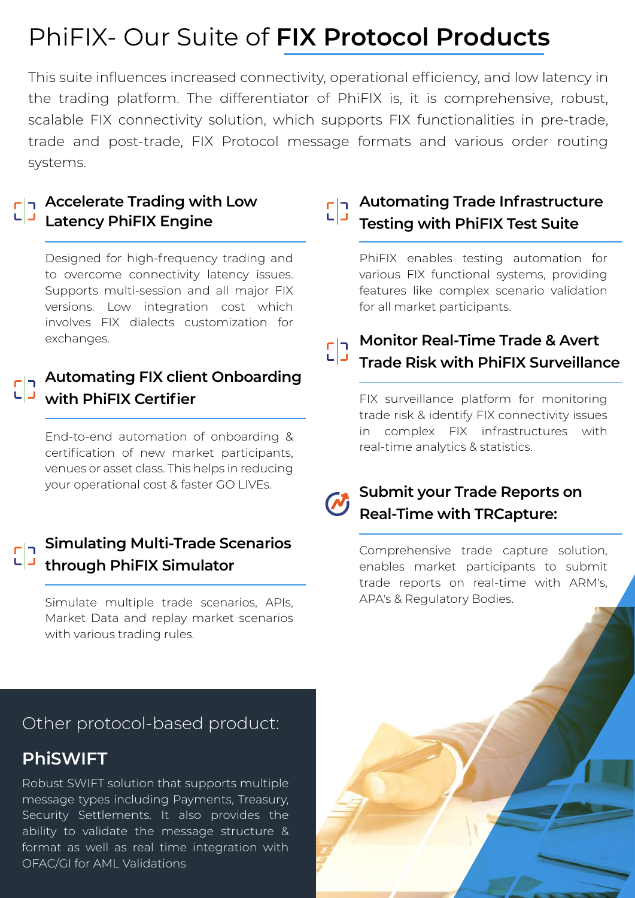# PhiFIX- Our Suite of **FIX Protocol Products**

This suite influences increased connectivity, operational efficiency, and low latency in the trading platform. The differentiator of PhiFIX is, it is comprehensive, robust, scalable FIX connectivity solution, which supports FIX functionalities in pre-trade, trade and post-trade, FIX Protocol message formats and various order routing systems.

### Accelerate Trading with Low Latency PhiFIX Engine

Designed for high-frequency trading and to overcome connectivity latency issues. Supports multi-session and all major FIX versions. Low integration cost which involves FIX dialects customization for exchanges.

### Automating FIX client Onboarding with PhiFIX Certifier

End-to-end automation of onboarding & certification of new market participants, venues or asset class. This helps in reducing your operational cost & faster GO LIVEs.

### Simulating Multi-Trade Scenarios through PhiFIX Simulator

Simulate multiple trade scenarios, APIs, Market Data and replay market scenarios with various trading rules.

### Automating Trade Infrastructure Testing with PhiFIX Test Suite

PhiFIX enables testing automation for various FIX functional systems, providing features like complex scenario validation for all market participants.

### Monitor Real-Time Trade & Avert Trade Risk with PhiFIX Surveillance

FIX surveillance platform for monitoring trade risk & identify FIX connectivity issues in complex FIX infrastructures with real-time analytics & statistics.

### Submit your Trade Reports on Real-Time with TRCapture:

Comprehensive trade capture solution, enables market participants to submit trade reports on real-time with ARM's, APA's & Regulatory Bodies.

## Other protocol-based product:

### PhiSWIFT

Robust SWIFT solution that supports multiple message types including Payments, Treasury, Security Settlements. It also provides the ability to validate the message structure & format as well as real time integration with OFAC/GI for AML Validations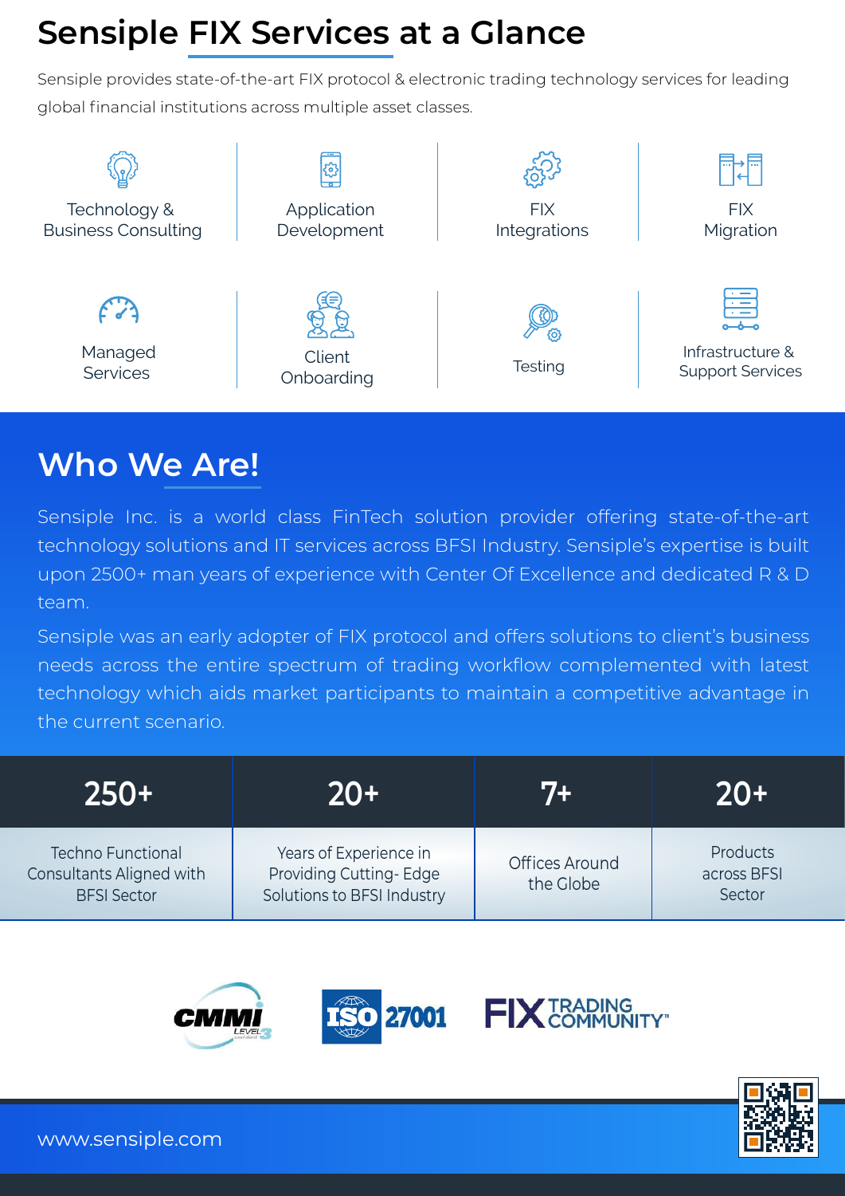# Sensiple FIX Services at a Glance

Sensiple provides state-of-the-art FIX protocol & electronic trading technology services for leading global financial institutions across multiple asset classes.

- Technology & Business Consulting
- Application Development
- FIX Integrations
- FIX Migration
- Managed Services
- Client Onboarding
- Testing
- Infrastructure & Support Services

## Who We Are!

Sensiple Inc. is a world class FinTech solution provider offering state-of-the-art technology solutions and IT services across BFSI Industry. Sensiple's expertise is built upon 2500+ man years of experience with Center Of Excellence and dedicated R & D team.

Sensiple was an early adopter of FIX protocol and offers solutions to client's business needs across the entire spectrum of trading workflow complemented with latest technology which aids market participants to maintain a competitive advantage in the current scenario.

| 250+ | 20+ | 7+ | 20+ |
|---|---|---|---|
| Techno Functional Consultants Aligned with BFSI Sector | Years of Experience in Providing Cutting- Edge Solutions to BFSI Industry | Offices Around the Globe | Products across BFSI Sector |

CMMI LEVEL 3

ISO 27001

FIX TRADING COMMUNITY™

www.sensiple.com